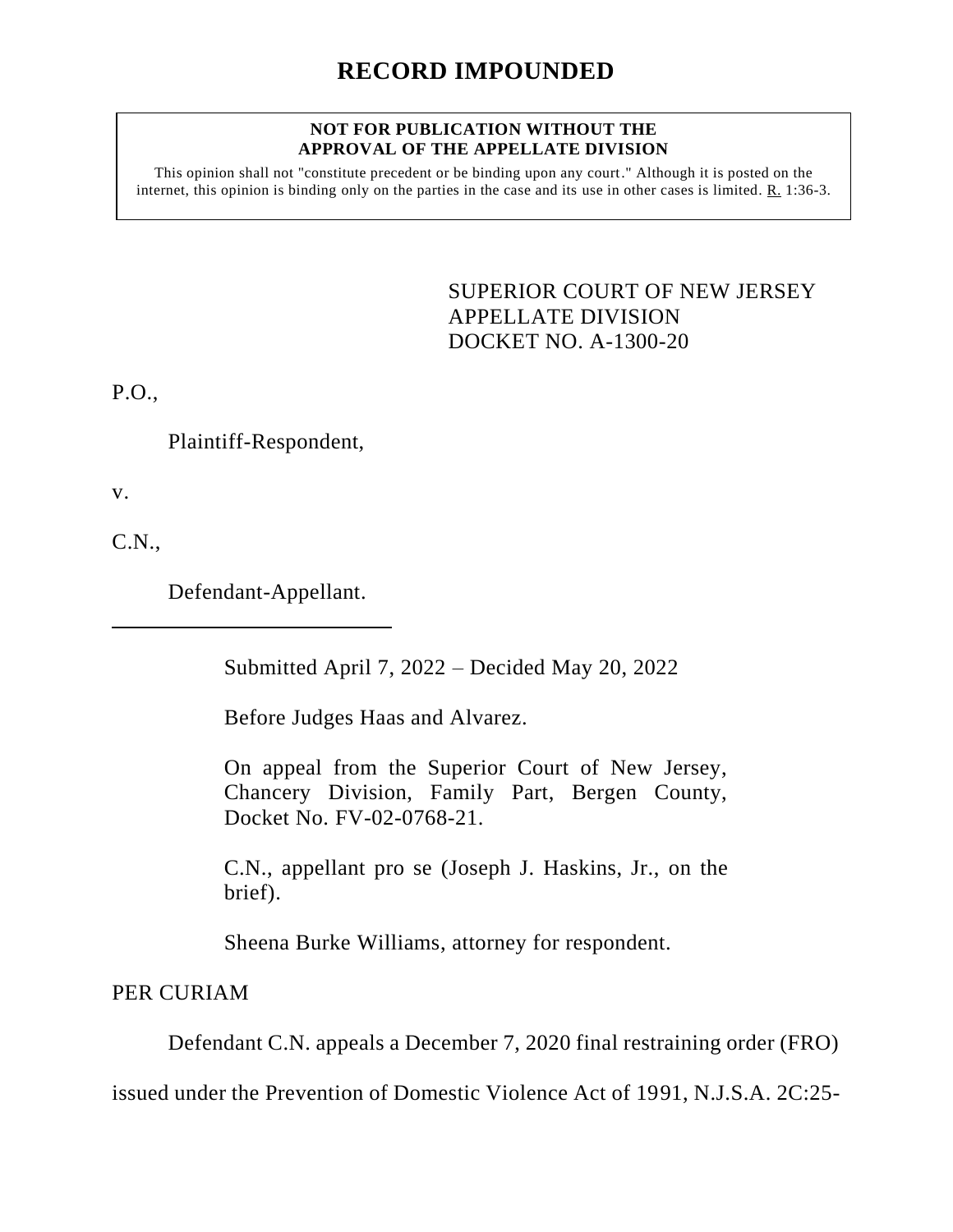# RECORD IMPOUNDED

**NOT FOR PUBLICATION WITHOUT THE APPROVAL OF THE APPELLATE DIVISION**

This opinion shall not "constitute precedent or be binding upon any court." Although it is posted on the internet, this opinion is binding only on the parties in the case and its use in other cases is limited. R. 1:36-3.

SUPERIOR COURT OF NEW JERSEY
APPELLATE DIVISION
DOCKET NO. A-1300-20

P.O.,

Plaintiff-Respondent,

v.

C.N.,

Defendant-Appellant.

---

Submitted April 7, 2022 – Decided May 20, 2022

Before Judges Haas and Alvarez.

On appeal from the Superior Court of New Jersey, Chancery Division, Family Part, Bergen County, Docket No. FV-02-0768-21.

C.N., appellant pro se (Joseph J. Haskins, Jr., on the brief).

Sheena Burke Williams, attorney for respondent.

PER CURIAM

Defendant C.N. appeals a December 7, 2020 final restraining order (FRO) issued under the Prevention of Domestic Violence Act of 1991, N.J.S.A. 2C:25-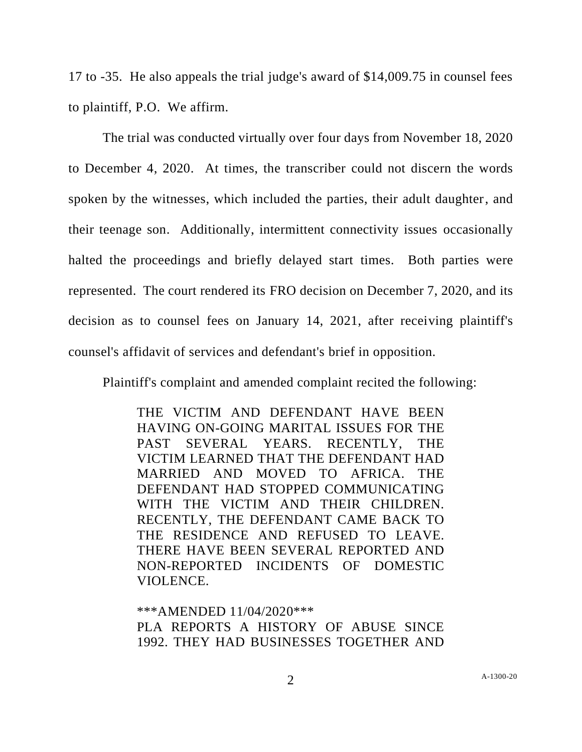17 to -35. He also appeals the trial judge's award of $14,009.75 in counsel fees to plaintiff, P.O. We affirm.

The trial was conducted virtually over four days from November 18, 2020 to December 4, 2020. At times, the transcriber could not discern the words spoken by the witnesses, which included the parties, their adult daughter, and their teenage son. Additionally, intermittent connectivity issues occasionally halted the proceedings and briefly delayed start times. Both parties were represented. The court rendered its FRO decision on December 7, 2020, and its decision as to counsel fees on January 14, 2021, after receiving plaintiff's counsel's affidavit of services and defendant's brief in opposition.

Plaintiff's complaint and amended complaint recited the following:

> THE VICTIM AND DEFENDANT HAVE BEEN HAVING ON-GOING MARITAL ISSUES FOR THE PAST SEVERAL YEARS. RECENTLY, THE VICTIM LEARNED THAT THE DEFENDANT HAD MARRIED AND MOVED TO AFRICA. THE DEFENDANT HAD STOPPED COMMUNICATING WITH THE VICTIM AND THEIR CHILDREN. RECENTLY, THE DEFENDANT CAME BACK TO THE RESIDENCE AND REFUSED TO LEAVE. THERE HAVE BEEN SEVERAL REPORTED AND NON-REPORTED INCIDENTS OF DOMESTIC VIOLENCE.
>
> ***AMENDED 11/04/2020***
> PLA REPORTS A HISTORY OF ABUSE SINCE 1992. THEY HAD BUSINESSES TOGETHER AND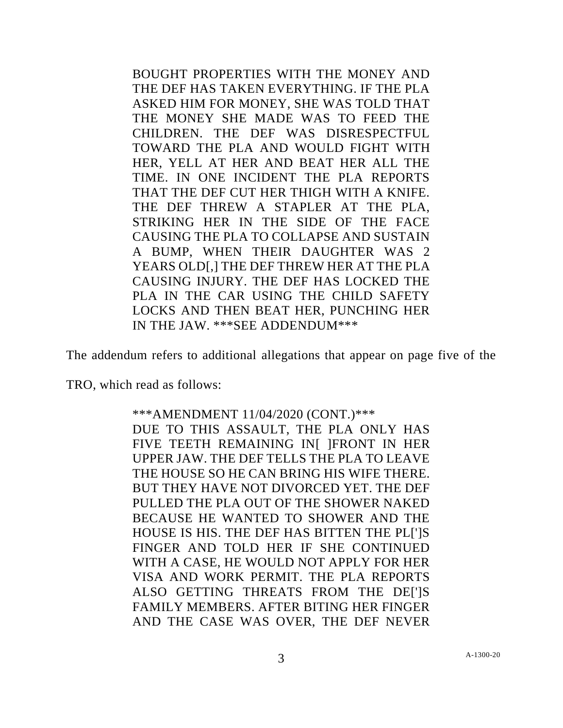> BOUGHT PROPERTIES WITH THE MONEY AND THE DEF HAS TAKEN EVERYTHING. IF THE PLA ASKED HIM FOR MONEY, SHE WAS TOLD THAT THE MONEY SHE MADE WAS TO FEED THE CHILDREN. THE DEF WAS DISRESPECTFUL TOWARD THE PLA AND WOULD FIGHT WITH HER, YELL AT HER AND BEAT HER ALL THE TIME. IN ONE INCIDENT THE PLA REPORTS THAT THE DEF CUT HER THIGH WITH A KNIFE. THE DEF THREW A STAPLER AT THE PLA, STRIKING HER IN THE SIDE OF THE FACE CAUSING THE PLA TO COLLAPSE AND SUSTAIN A BUMP, WHEN THEIR DAUGHTER WAS 2 YEARS OLD[,] THE DEF THREW HER AT THE PLA CAUSING INJURY. THE DEF HAS LOCKED THE PLA IN THE CAR USING THE CHILD SAFETY LOCKS AND THEN BEAT HER, PUNCHING HER IN THE JAW. ***SEE ADDENDUM***

The addendum refers to additional allegations that appear on page five of the TRO, which read as follows:

> ***AMENDMENT 11/04/2020 (CONT.)***
> DUE TO THIS ASSAULT, THE PLA ONLY HAS FIVE TEETH REMAINING IN[ ]FRONT IN HER UPPER JAW. THE DEF TELLS THE PLA TO LEAVE THE HOUSE SO HE CAN BRING HIS WIFE THERE. BUT THEY HAVE NOT DIVORCED YET. THE DEF PULLED THE PLA OUT OF THE SHOWER NAKED BECAUSE HE WANTED TO SHOWER AND THE HOUSE IS HIS. THE DEF HAS BITTEN THE PL[']S FINGER AND TOLD HER IF SHE CONTINUED WITH A CASE, HE WOULD NOT APPLY FOR HER VISA AND WORK PERMIT. THE PLA REPORTS ALSO GETTING THREATS FROM THE DE[']S FAMILY MEMBERS. AFTER BITING HER FINGER AND THE CASE WAS OVER, THE DEF NEVER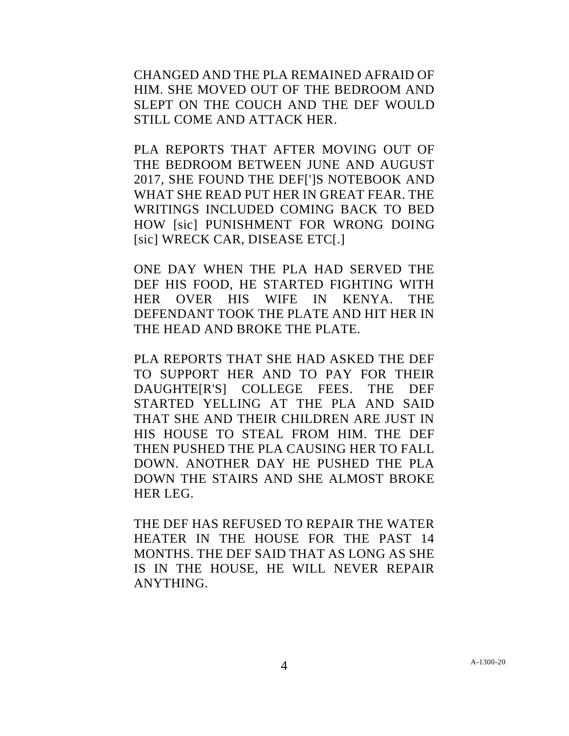CHANGED AND THE PLA REMAINED AFRAID OF HIM. SHE MOVED OUT OF THE BEDROOM AND SLEPT ON THE COUCH AND THE DEF WOULD STILL COME AND ATTACK HER.

PLA REPORTS THAT AFTER MOVING OUT OF THE BEDROOM BETWEEN JUNE AND AUGUST 2017, SHE FOUND THE DEF[']S NOTEBOOK AND WHAT SHE READ PUT HER IN GREAT FEAR. THE WRITINGS INCLUDED COMING BACK TO BED HOW [sic] PUNISHMENT FOR WRONG DOING [sic] WRECK CAR, DISEASE ETC[.]

ONE DAY WHEN THE PLA HAD SERVED THE DEF HIS FOOD, HE STARTED FIGHTING WITH HER OVER HIS WIFE IN KENYA. THE DEFENDANT TOOK THE PLATE AND HIT HER IN THE HEAD AND BROKE THE PLATE.

PLA REPORTS THAT SHE HAD ASKED THE DEF TO SUPPORT HER AND TO PAY FOR THEIR DAUGHTE[R'S] COLLEGE FEES. THE DEF STARTED YELLING AT THE PLA AND SAID THAT SHE AND THEIR CHILDREN ARE JUST IN HIS HOUSE TO STEAL FROM HIM. THE DEF THEN PUSHED THE PLA CAUSING HER TO FALL DOWN. ANOTHER DAY HE PUSHED THE PLA DOWN THE STAIRS AND SHE ALMOST BROKE HER LEG.

THE DEF HAS REFUSED TO REPAIR THE WATER HEATER IN THE HOUSE FOR THE PAST 14 MONTHS. THE DEF SAID THAT AS LONG AS SHE IS IN THE HOUSE, HE WILL NEVER REPAIR ANYTHING.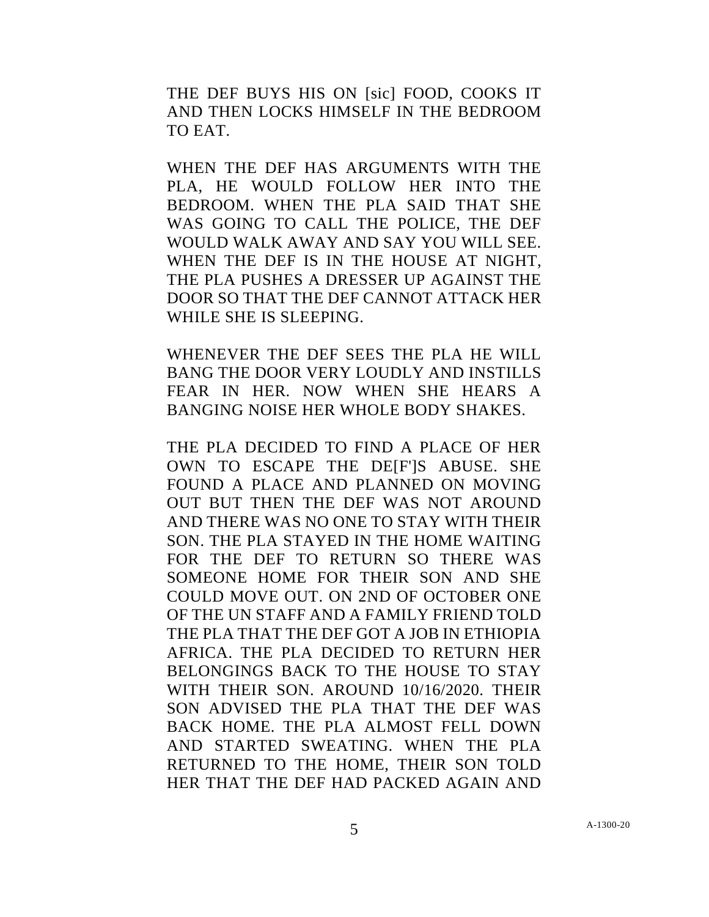THE DEF BUYS HIS ON [sic] FOOD, COOKS IT AND THEN LOCKS HIMSELF IN THE BEDROOM TO EAT.

WHEN THE DEF HAS ARGUMENTS WITH THE PLA, HE WOULD FOLLOW HER INTO THE BEDROOM. WHEN THE PLA SAID THAT SHE WAS GOING TO CALL THE POLICE, THE DEF WOULD WALK AWAY AND SAY YOU WILL SEE. WHEN THE DEF IS IN THE HOUSE AT NIGHT, THE PLA PUSHES A DRESSER UP AGAINST THE DOOR SO THAT THE DEF CANNOT ATTACK HER WHILE SHE IS SLEEPING.

WHENEVER THE DEF SEES THE PLA HE WILL BANG THE DOOR VERY LOUDLY AND INSTILLS FEAR IN HER. NOW WHEN SHE HEARS A BANGING NOISE HER WHOLE BODY SHAKES.

THE PLA DECIDED TO FIND A PLACE OF HER OWN TO ESCAPE THE DE[F']S ABUSE. SHE FOUND A PLACE AND PLANNED ON MOVING OUT BUT THEN THE DEF WAS NOT AROUND AND THERE WAS NO ONE TO STAY WITH THEIR SON. THE PLA STAYED IN THE HOME WAITING FOR THE DEF TO RETURN SO THERE WAS SOMEONE HOME FOR THEIR SON AND SHE COULD MOVE OUT. ON 2ND OF OCTOBER ONE OF THE UN STAFF AND A FAMILY FRIEND TOLD THE PLA THAT THE DEF GOT A JOB IN ETHIOPIA AFRICA. THE PLA DECIDED TO RETURN HER BELONGINGS BACK TO THE HOUSE TO STAY WITH THEIR SON. AROUND 10/16/2020. THEIR SON ADVISED THE PLA THAT THE DEF WAS BACK HOME. THE PLA ALMOST FELL DOWN AND STARTED SWEATING. WHEN THE PLA RETURNED TO THE HOME, THEIR SON TOLD HER THAT THE DEF HAD PACKED AGAIN AND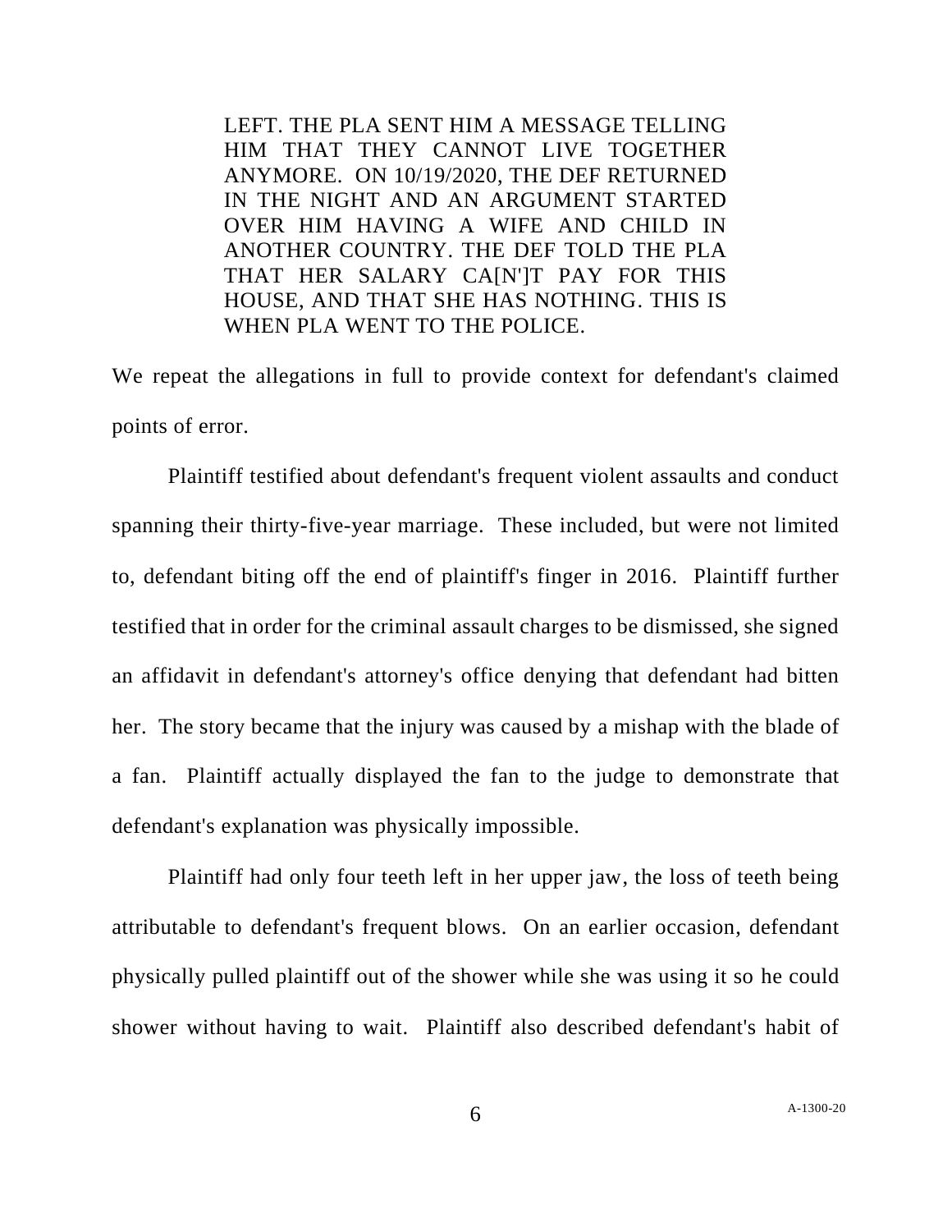> LEFT. THE PLA SENT HIM A MESSAGE TELLING HIM THAT THEY CANNOT LIVE TOGETHER ANYMORE. ON 10/19/2020, THE DEF RETURNED IN THE NIGHT AND AN ARGUMENT STARTED OVER HIM HAVING A WIFE AND CHILD IN ANOTHER COUNTRY. THE DEF TOLD THE PLA THAT HER SALARY CA[N']T PAY FOR THIS HOUSE, AND THAT SHE HAS NOTHING. THIS IS WHEN PLA WENT TO THE POLICE.

We repeat the allegations in full to provide context for defendant's claimed points of error.

Plaintiff testified about defendant's frequent violent assaults and conduct spanning their thirty-five-year marriage. These included, but were not limited to, defendant biting off the end of plaintiff's finger in 2016. Plaintiff further testified that in order for the criminal assault charges to be dismissed, she signed an affidavit in defendant's attorney's office denying that defendant had bitten her. The story became that the injury was caused by a mishap with the blade of a fan. Plaintiff actually displayed the fan to the judge to demonstrate that defendant's explanation was physically impossible.

Plaintiff had only four teeth left in her upper jaw, the loss of teeth being attributable to defendant's frequent blows. On an earlier occasion, defendant physically pulled plaintiff out of the shower while she was using it so he could shower without having to wait. Plaintiff also described defendant's habit of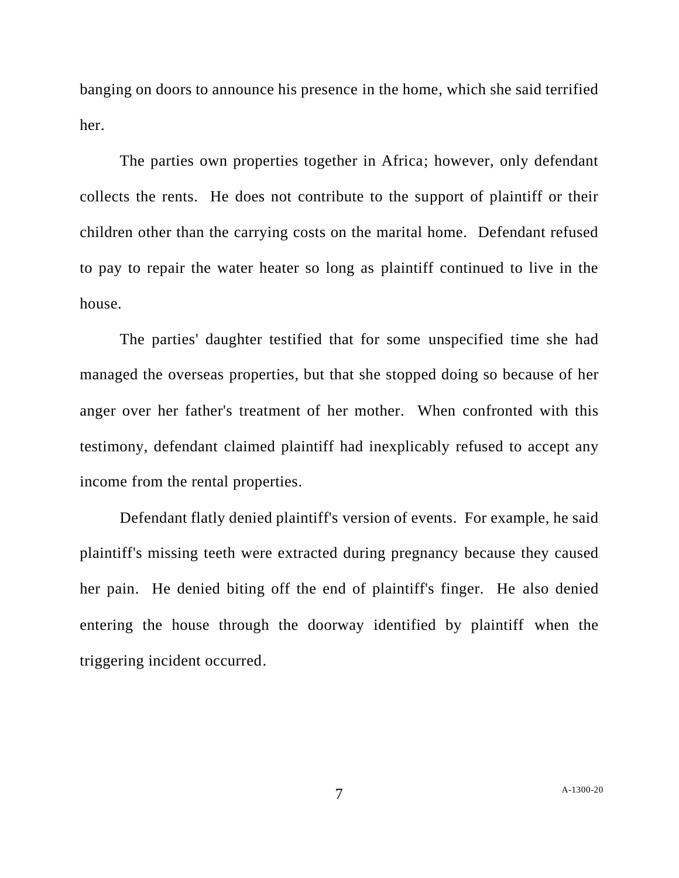banging on doors to announce his presence in the home, which she said terrified her.

The parties own properties together in Africa; however, only defendant collects the rents. He does not contribute to the support of plaintiff or their children other than the carrying costs on the marital home. Defendant refused to pay to repair the water heater so long as plaintiff continued to live in the house.

The parties' daughter testified that for some unspecified time she had managed the overseas properties, but that she stopped doing so because of her anger over her father's treatment of her mother. When confronted with this testimony, defendant claimed plaintiff had inexplicably refused to accept any income from the rental properties.

Defendant flatly denied plaintiff's version of events. For example, he said plaintiff's missing teeth were extracted during pregnancy because they caused her pain. He denied biting off the end of plaintiff's finger. He also denied entering the house through the doorway identified by plaintiff when the triggering incident occurred.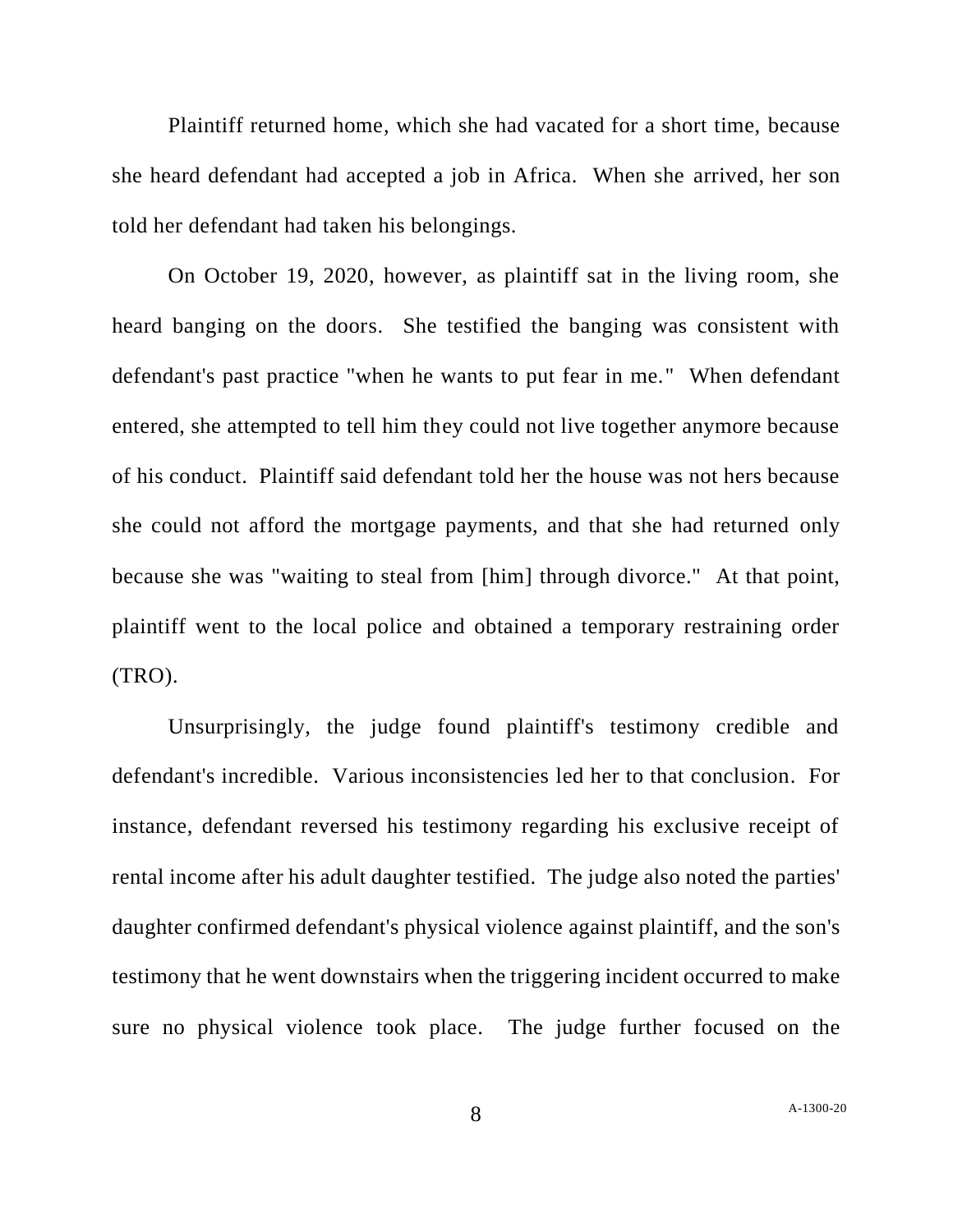Plaintiff returned home, which she had vacated for a short time, because she heard defendant had accepted a job in Africa. When she arrived, her son told her defendant had taken his belongings.

On October 19, 2020, however, as plaintiff sat in the living room, she heard banging on the doors. She testified the banging was consistent with defendant's past practice "when he wants to put fear in me." When defendant entered, she attempted to tell him they could not live together anymore because of his conduct. Plaintiff said defendant told her the house was not hers because she could not afford the mortgage payments, and that she had returned only because she was "waiting to steal from [him] through divorce." At that point, plaintiff went to the local police and obtained a temporary restraining order (TRO).

Unsurprisingly, the judge found plaintiff's testimony credible and defendant's incredible. Various inconsistencies led her to that conclusion. For instance, defendant reversed his testimony regarding his exclusive receipt of rental income after his adult daughter testified. The judge also noted the parties' daughter confirmed defendant's physical violence against plaintiff, and the son's testimony that he went downstairs when the triggering incident occurred to make sure no physical violence took place. The judge further focused on the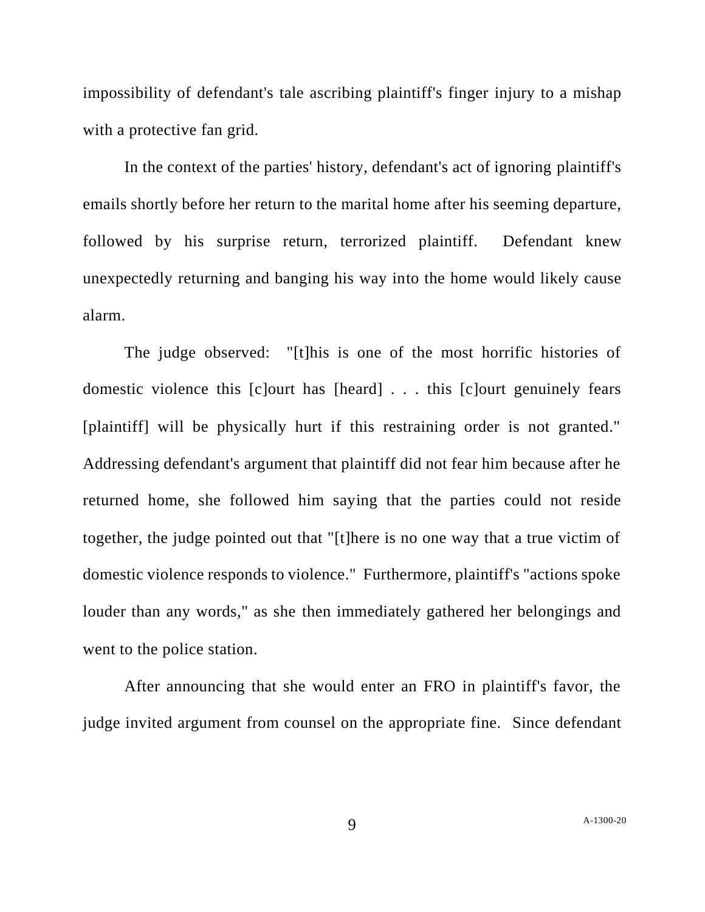impossibility of defendant's tale ascribing plaintiff's finger injury to a mishap with a protective fan grid.

In the context of the parties' history, defendant's act of ignoring plaintiff's emails shortly before her return to the marital home after his seeming departure, followed by his surprise return, terrorized plaintiff. Defendant knew unexpectedly returning and banging his way into the home would likely cause alarm.

The judge observed: "[t]his is one of the most horrific histories of domestic violence this [c]ourt has [heard] . . . this [c]ourt genuinely fears [plaintiff] will be physically hurt if this restraining order is not granted." Addressing defendant's argument that plaintiff did not fear him because after he returned home, she followed him saying that the parties could not reside together, the judge pointed out that "[t]here is no one way that a true victim of domestic violence responds to violence." Furthermore, plaintiff's "actions spoke louder than any words," as she then immediately gathered her belongings and went to the police station.

After announcing that she would enter an FRO in plaintiff's favor, the judge invited argument from counsel on the appropriate fine. Since defendant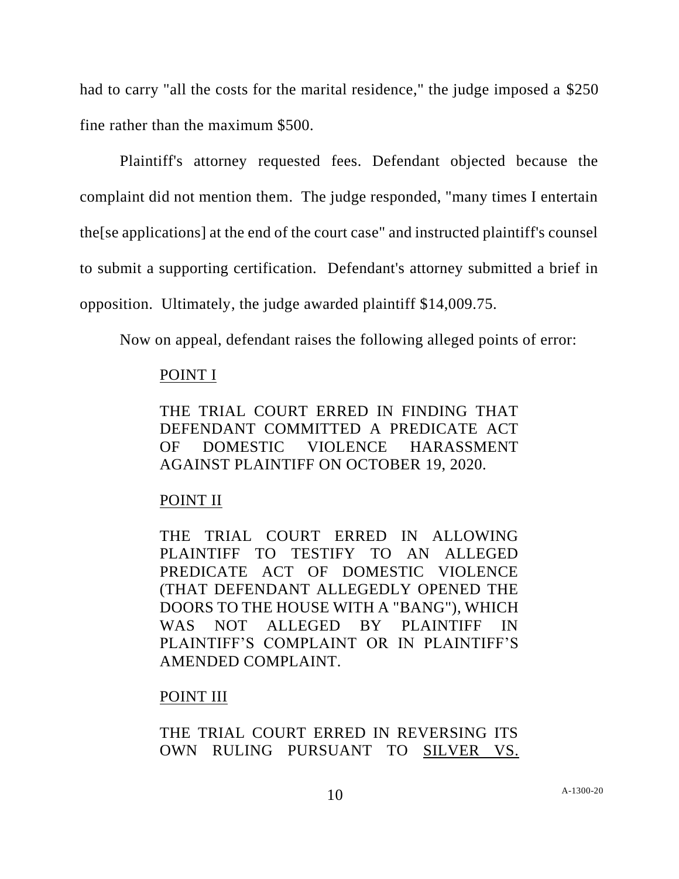had to carry "all the costs for the marital residence," the judge imposed a $250 fine rather than the maximum $500.

Plaintiff's attorney requested fees. Defendant objected because the complaint did not mention them. The judge responded, "many times I entertain the[se applications] at the end of the court case" and instructed plaintiff's counsel to submit a supporting certification. Defendant's attorney submitted a brief in opposition. Ultimately, the judge awarded plaintiff $14,009.75.

Now on appeal, defendant raises the following alleged points of error:

> POINT I
>
> THE TRIAL COURT ERRED IN FINDING THAT DEFENDANT COMMITTED A PREDICATE ACT OF DOMESTIC VIOLENCE HARASSMENT AGAINST PLAINTIFF ON OCTOBER 19, 2020.
>
> POINT II
>
> THE TRIAL COURT ERRED IN ALLOWING PLAINTIFF TO TESTIFY TO AN ALLEGED PREDICATE ACT OF DOMESTIC VIOLENCE (THAT DEFENDANT ALLEGEDLY OPENED THE DOORS TO THE HOUSE WITH A "BANG"), WHICH WAS NOT ALLEGED BY PLAINTIFF IN PLAINTIFF'S COMPLAINT OR IN PLAINTIFF'S AMENDED COMPLAINT.
>
> POINT III
>
> THE TRIAL COURT ERRED IN REVERSING ITS OWN RULING PURSUANT TO SILVER VS.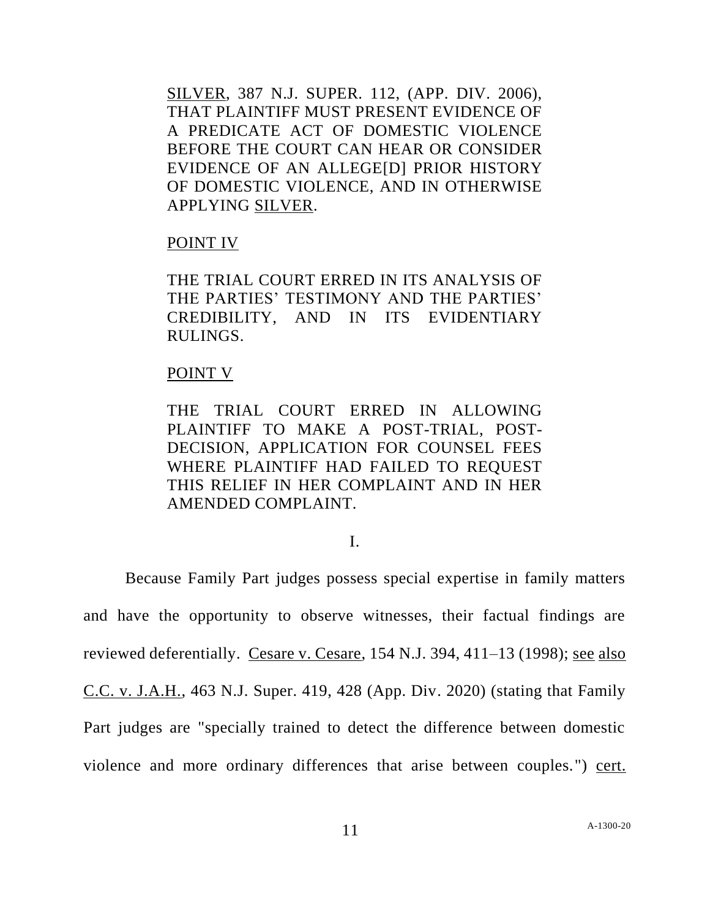SILVER, 387 N.J. SUPER. 112, (APP. DIV. 2006), THAT PLAINTIFF MUST PRESENT EVIDENCE OF A PREDICATE ACT OF DOMESTIC VIOLENCE BEFORE THE COURT CAN HEAR OR CONSIDER EVIDENCE OF AN ALLEGE[D] PRIOR HISTORY OF DOMESTIC VIOLENCE, AND IN OTHERWISE APPLYING SILVER.

POINT IV

THE TRIAL COURT ERRED IN ITS ANALYSIS OF THE PARTIES' TESTIMONY AND THE PARTIES' CREDIBILITY, AND IN ITS EVIDENTIARY RULINGS.

POINT V

THE TRIAL COURT ERRED IN ALLOWING PLAINTIFF TO MAKE A POST-TRIAL, POST-DECISION, APPLICATION FOR COUNSEL FEES WHERE PLAINTIFF HAD FAILED TO REQUEST THIS RELIEF IN HER COMPLAINT AND IN HER AMENDED COMPLAINT.

I.

Because Family Part judges possess special expertise in family matters and have the opportunity to observe witnesses, their factual findings are reviewed deferentially. Cesare v. Cesare, 154 N.J. 394, 411–13 (1998); see also C.C. v. J.A.H., 463 N.J. Super. 419, 428 (App. Div. 2020) (stating that Family Part judges are "specially trained to detect the difference between domestic violence and more ordinary differences that arise between couples.") cert.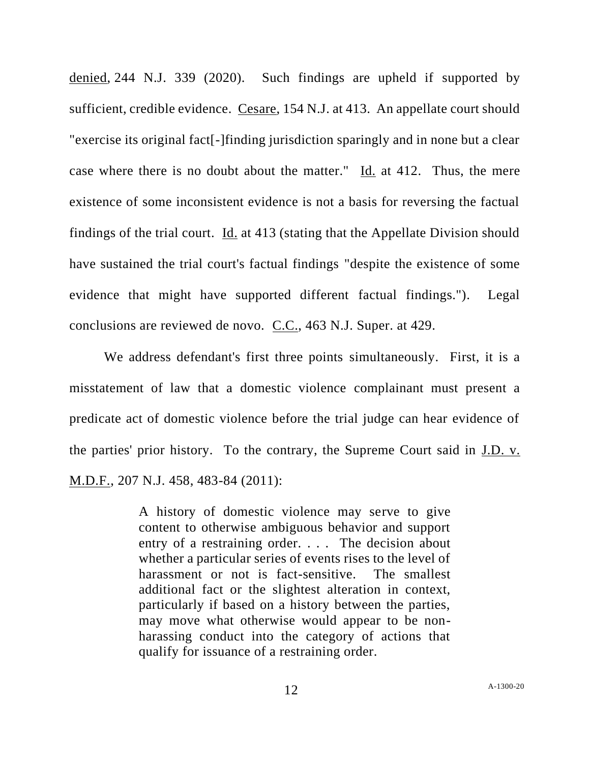denied, 244 N.J. 339 (2020). Such findings are upheld if supported by sufficient, credible evidence. Cesare, 154 N.J. at 413. An appellate court should "exercise its original fact[-]finding jurisdiction sparingly and in none but a clear case where there is no doubt about the matter." Id. at 412. Thus, the mere existence of some inconsistent evidence is not a basis for reversing the factual findings of the trial court. Id. at 413 (stating that the Appellate Division should have sustained the trial court's factual findings "despite the existence of some evidence that might have supported different factual findings."). Legal conclusions are reviewed de novo. C.C., 463 N.J. Super. at 429.

We address defendant's first three points simultaneously. First, it is a misstatement of law that a domestic violence complainant must present a predicate act of domestic violence before the trial judge can hear evidence of the parties' prior history. To the contrary, the Supreme Court said in J.D. v. M.D.F., 207 N.J. 458, 483-84 (2011):

> A history of domestic violence may serve to give content to otherwise ambiguous behavior and support entry of a restraining order. . . . The decision about whether a particular series of events rises to the level of harassment or not is fact-sensitive. The smallest additional fact or the slightest alteration in context, particularly if based on a history between the parties, may move what otherwise would appear to be non-harassing conduct into the category of actions that qualify for issuance of a restraining order.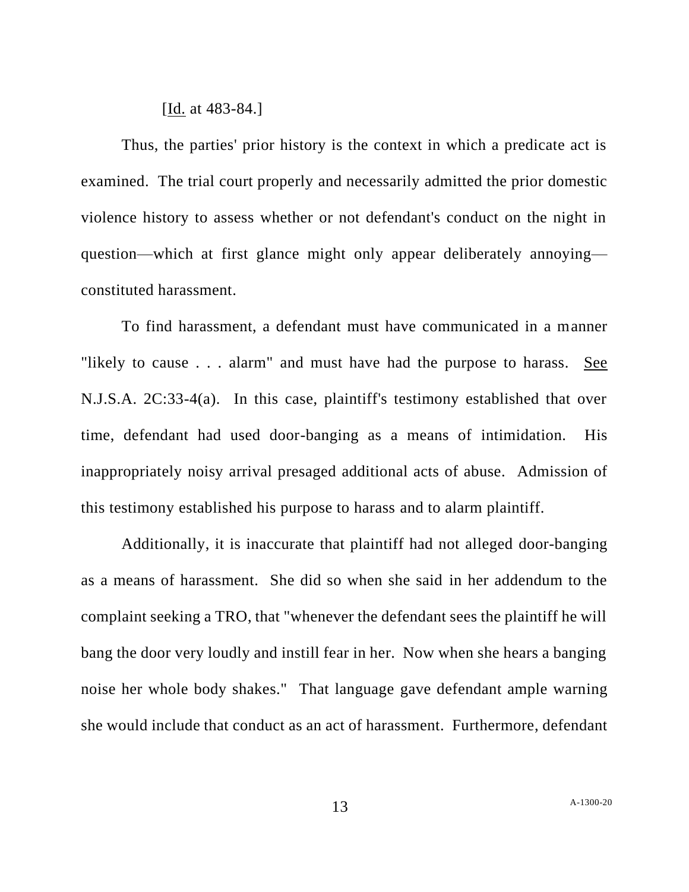[Id. at 483-84.]

Thus, the parties' prior history is the context in which a predicate act is examined. The trial court properly and necessarily admitted the prior domestic violence history to assess whether or not defendant's conduct on the night in question—which at first glance might only appear deliberately annoying—constituted harassment.

To find harassment, a defendant must have communicated in a manner "likely to cause . . . alarm" and must have had the purpose to harass. See N.J.S.A. 2C:33-4(a). In this case, plaintiff's testimony established that over time, defendant had used door-banging as a means of intimidation. His inappropriately noisy arrival presaged additional acts of abuse. Admission of this testimony established his purpose to harass and to alarm plaintiff.

Additionally, it is inaccurate that plaintiff had not alleged door-banging as a means of harassment. She did so when she said in her addendum to the complaint seeking a TRO, that "whenever the defendant sees the plaintiff he will bang the door very loudly and instill fear in her. Now when she hears a banging noise her whole body shakes." That language gave defendant ample warning she would include that conduct as an act of harassment. Furthermore, defendant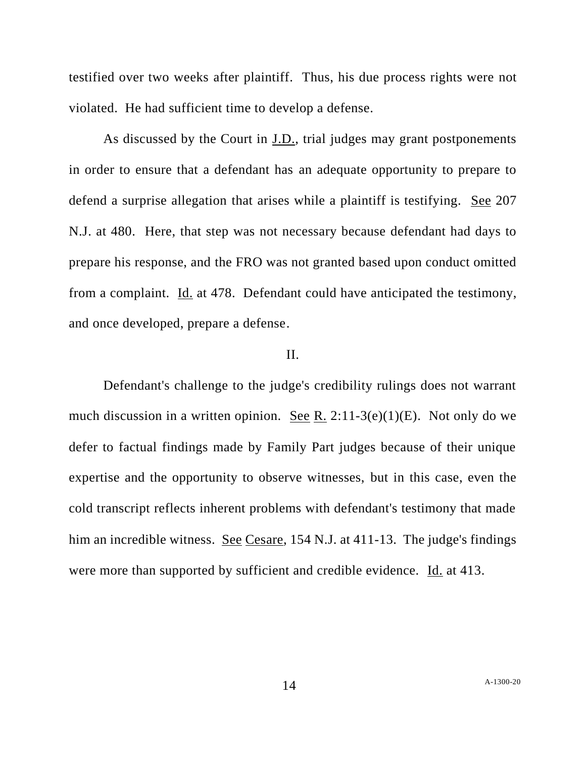testified over two weeks after plaintiff. Thus, his due process rights were not violated. He had sufficient time to develop a defense.

As discussed by the Court in J.D., trial judges may grant postponements in order to ensure that a defendant has an adequate opportunity to prepare to defend a surprise allegation that arises while a plaintiff is testifying. See 207 N.J. at 480. Here, that step was not necessary because defendant had days to prepare his response, and the FRO was not granted based upon conduct omitted from a complaint. Id. at 478. Defendant could have anticipated the testimony, and once developed, prepare a defense.

II.

Defendant's challenge to the judge's credibility rulings does not warrant much discussion in a written opinion. See R. 2:11-3(e)(1)(E). Not only do we defer to factual findings made by Family Part judges because of their unique expertise and the opportunity to observe witnesses, but in this case, even the cold transcript reflects inherent problems with defendant's testimony that made him an incredible witness. See Cesare, 154 N.J. at 411-13. The judge's findings were more than supported by sufficient and credible evidence. Id. at 413.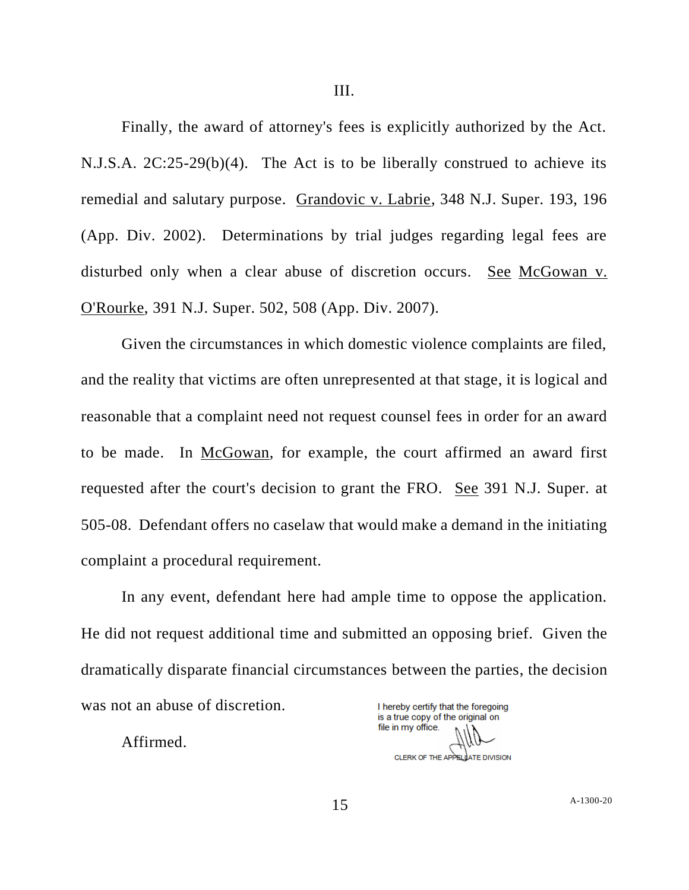III.

Finally, the award of attorney's fees is explicitly authorized by the Act. N.J.S.A. 2C:25-29(b)(4). The Act is to be liberally construed to achieve its remedial and salutary purpose. Grandovic v. Labrie, 348 N.J. Super. 193, 196 (App. Div. 2002). Determinations by trial judges regarding legal fees are disturbed only when a clear abuse of discretion occurs. See McGowan v. O'Rourke, 391 N.J. Super. 502, 508 (App. Div. 2007).

Given the circumstances in which domestic violence complaints are filed, and the reality that victims are often unrepresented at that stage, it is logical and reasonable that a complaint need not request counsel fees in order for an award to be made. In McGowan, for example, the court affirmed an award first requested after the court's decision to grant the FRO. See 391 N.J. Super. at 505-08. Defendant offers no caselaw that would make a demand in the initiating complaint a procedural requirement.

In any event, defendant here had ample time to oppose the application. He did not request additional time and submitted an opposing brief. Given the dramatically disparate financial circumstances between the parties, the decision was not an abuse of discretion.

Affirmed.

I hereby certify that the foregoing is a true copy of the original on file in my office.

CLERK OF THE APPELLATE DIVISION

A-1300-20